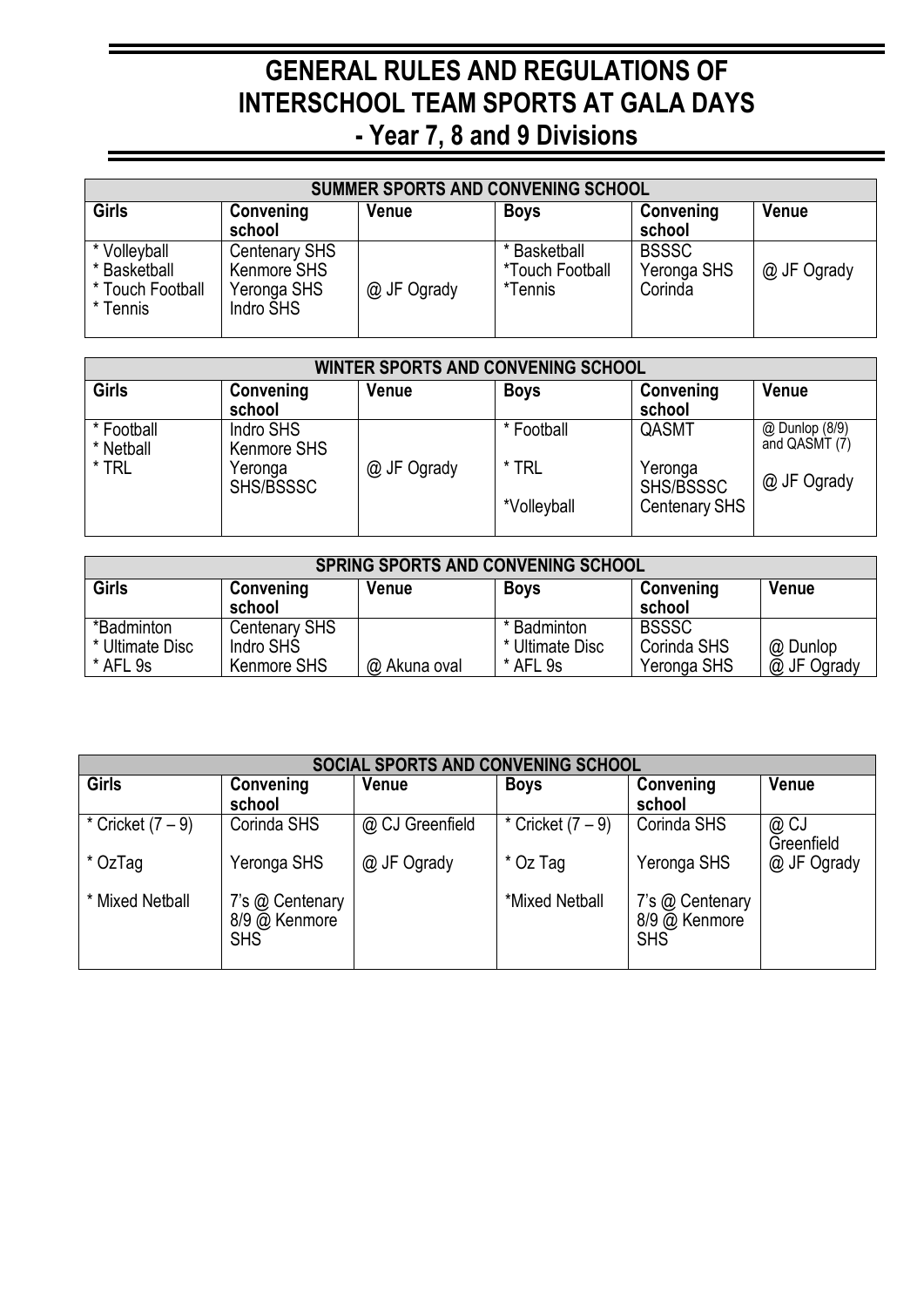# GENERAL RULES AND REGULATIONS OF INTERSCHOOL TEAM SPORTS AT GALA DAYS - Year 7, 8 and 9 Divisions

| SUMMER SPORTS AND CONVENING SCHOOL | | | | | |
|---|---|---|---|---|---|
| **Girls** | **Convening school** | **Venue** | **Boys** | **Convening school** | **Venue** |
| * Volleyball<br>* Basketball<br>* Touch Football<br>* Tennis | Centenary SHS<br>Kenmore SHS<br>Yeronga SHS<br>Indro SHS | @ JF Ogrady | * Basketball<br>*Touch Football<br>*Tennis | BSSSC<br>Yeronga SHS<br>Corinda | @ JF Ogrady |

| WINTER SPORTS AND CONVENING SCHOOL | | | | | |
|---|---|---|---|---|---|
| **Girls** | **Convening school** | **Venue** | **Boys** | **Convening school** | **Venue** |
| * Football<br>* Netball<br>* TRL | Indro SHS<br>Kenmore SHS<br>Yeronga SHS/BSSSC | @ JF Ogrady | * Football<br>* TRL<br>*Volleyball | QASMT<br>Yeronga SHS/BSSSC<br>Centenary SHS | @ Dunlop (8/9) and QASMT (7)<br>@ JF Ogrady |

| SPRING SPORTS AND CONVENING SCHOOL | | | | | |
|---|---|---|---|---|---|
| **Girls** | **Convening school** | **Venue** | **Boys** | **Convening school** | **Venue** |
| *Badminton<br>* Ultimate Disc<br>* AFL 9s | Centenary SHS<br>Indro SHS<br>Kenmore SHS | @ Akuna oval | * Badminton<br>* Ultimate Disc<br>* AFL 9s | BSSSC<br>Corinda SHS<br>Yeronga SHS | @ Dunlop<br>@ JF Ogrady |

| SOCIAL SPORTS AND CONVENING SCHOOL | | | | | |
|---|---|---|---|---|---|
| **Girls** | **Convening school** | **Venue** | **Boys** | **Convening school** | **Venue** |
| * Cricket (7 – 9) | Corinda SHS | @ CJ Greenfield | * Cricket (7 – 9) | Corinda SHS | @ CJ Greenfield |
| * OzTag | Yeronga SHS | @ JF Ogrady | * Oz Tag | Yeronga SHS | @ JF Ogrady |
| * Mixed Netball | 7's @ Centenary<br>8/9 @ Kenmore SHS | | *Mixed Netball | 7's @ Centenary<br>8/9 @ Kenmore SHS | |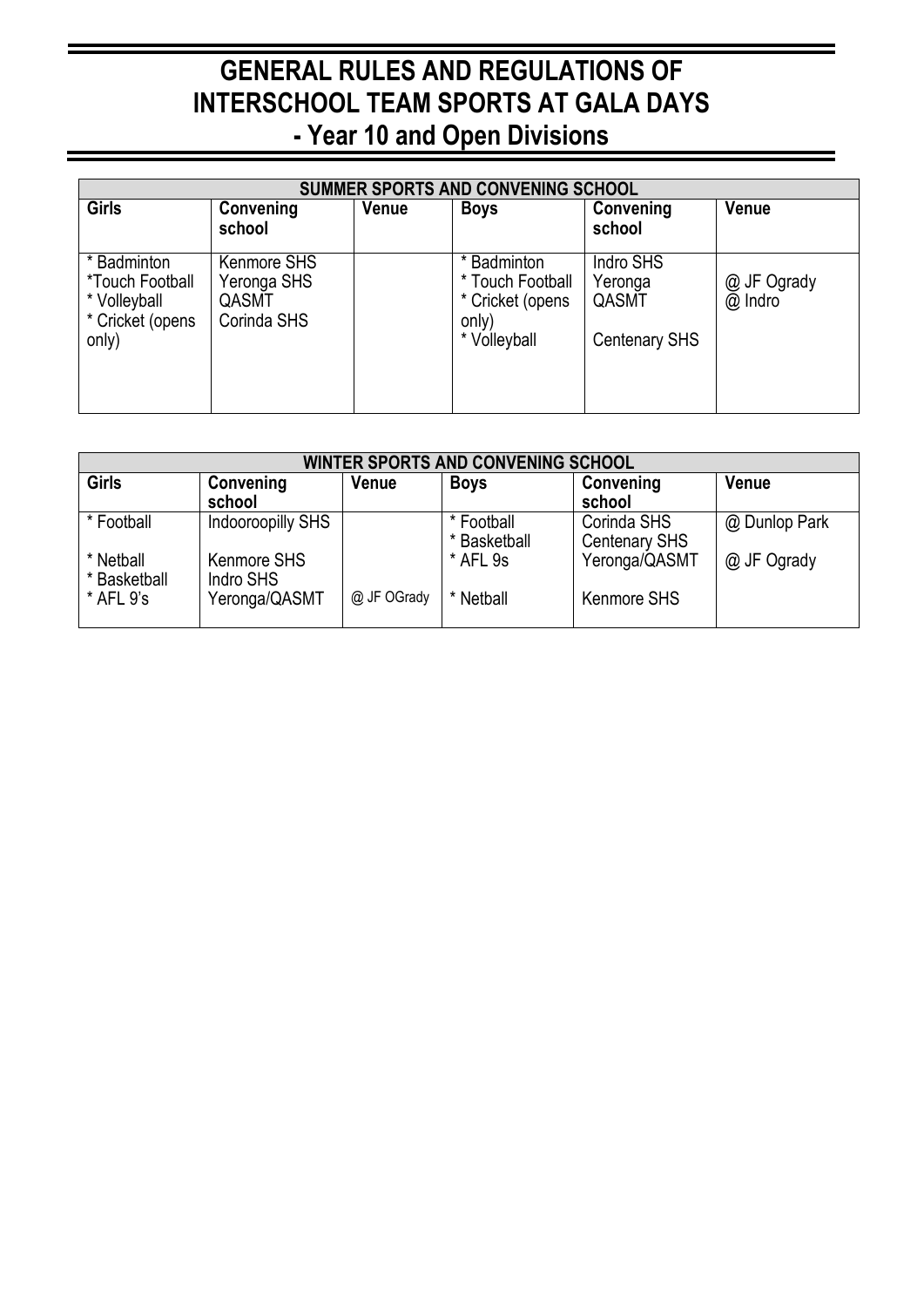# GENERAL RULES AND REGULATIONS OF INTERSCHOOL TEAM SPORTS AT GALA DAYS - Year 10 and Open Divisions

| SUMMER SPORTS AND CONVENING SCHOOL | | | | | |
|---|---|---|---|---|---|
| **Girls** | **Convening school** | **Venue** | **Boys** | **Convening school** | **Venue** |
| * Badminton<br>*Touch Football<br>* Volleyball<br>* Cricket (opens only) | Kenmore SHS<br>Yeronga SHS<br>QASMT<br>Corinda SHS | | * Badminton<br>* Touch Football<br>* Cricket (opens only)<br>* Volleyball | Indro SHS<br>Yeronga<br>QASMT<br>Centenary SHS | @ JF Ogrady<br>@ Indro |

| WINTER SPORTS AND CONVENING SCHOOL | | | | | |
|---|---|---|---|---|---|
| **Girls** | **Convening school** | **Venue** | **Boys** | **Convening school** | **Venue** |
| * Football | Indooroopilly SHS | | * Football<br>* Basketball | Corinda SHS<br>Centenary SHS | @ Dunlop Park |
| * Netball<br>* Basketball<br>* AFL 9's | Kenmore SHS<br>Indro SHS<br>Yeronga/QASMT | @ JF OGrady | * AFL 9s<br>* Netball | Yeronga/QASMT<br>Kenmore SHS | @ JF Ogrady |